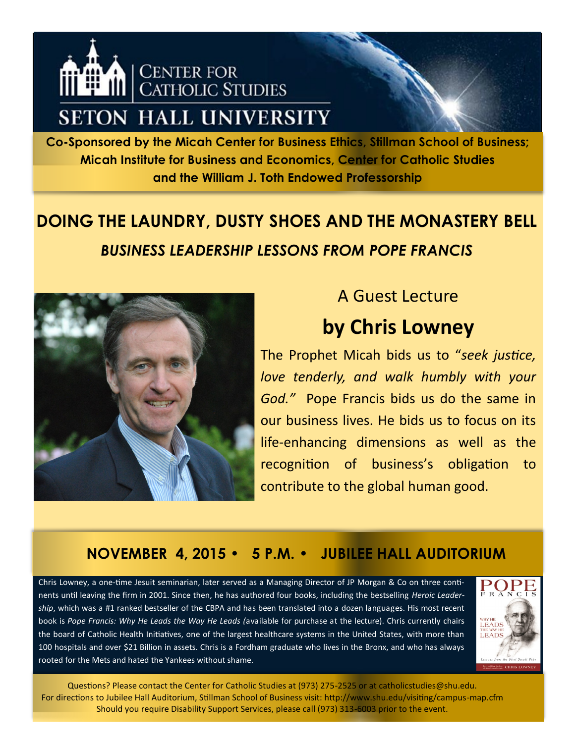CENTER FOR CATHOLIC STUDIES

SETON HALL UNIVERSITY

**Co-Sponsored by the Micah Center for Business Ethics, Stillman School of Business; Micah Institute for Business and Economics, Center for Catholic Studies and the William J. Toth Endowed Professorship**

# DOING THE LAUNDRY, DUSTY SHOES AND THE MONASTERY BELL

## *BUSINESS LEADERSHIP LESSONS FROM POPE FRANCIS*

A Guest Lecture

## by Chris Lowney

The Prophet Micah bids us to "*seek justice, love tenderly, and walk humbly with your God."* Pope Francis bids us do the same in our business lives. He bids us to focus on its life-enhancing dimensions as well as the recognition of business's obligation to contribute to the global human good.

## NOVEMBER 4, 2015 • 5 P.M. • JUBILEE HALL AUDITORIUM

Chris Lowney, a one-time Jesuit seminarian, later served as a Managing Director of JP Morgan & Co on three continents until leaving the firm in 2001. Since then, he has authored four books, including the bestselling *Heroic Leadership*, which was a #1 ranked bestseller of the CBPA and has been translated into a dozen languages. His most recent book is *Pope Francis: Why He Leads the Way He Leads (*available for purchase at the lecture). Chris currently chairs the board of Catholic Health Initiatives, one of the largest healthcare systems in the United States, with more than 100 hospitals and over $21 Billion in assets. Chris is a Fordham graduate who lives in the Bronx, and who has always rooted for the Mets and hated the Yankees without shame.

Questions? Please contact the Center for Catholic Studies at (973) 275-2525 or at catholicstudies@shu.edu.
For directions to Jubilee Hall Auditorium, Stillman School of Business visit: http://www.shu.edu/visiting/campus-map.cfm
Should you require Disability Support Services, please call (973) 313-6003 prior to the event.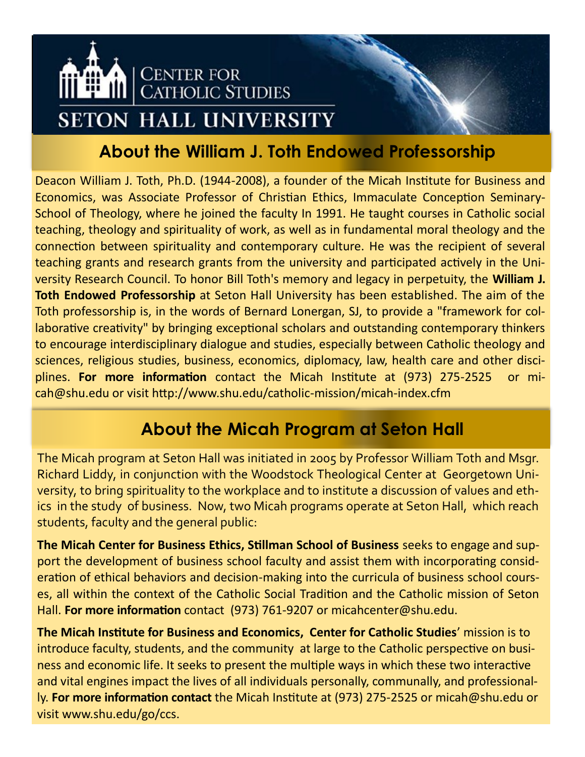# Center for Catholic Studies
# Seton Hall University

## About the William J. Toth Endowed Professorship

Deacon William J. Toth, Ph.D. (1944-2008), a founder of the Micah Institute for Business and Economics, was Associate Professor of Christian Ethics, Immaculate Conception Seminary-School of Theology, where he joined the faculty In 1991. He taught courses in Catholic social teaching, theology and spirituality of work, as well as in fundamental moral theology and the connection between spirituality and contemporary culture. He was the recipient of several teaching grants and research grants from the university and participated actively in the University Research Council. To honor Bill Toth's memory and legacy in perpetuity, the **William J. Toth Endowed Professorship** at Seton Hall University has been established. The aim of the Toth professorship is, in the words of Bernard Lonergan, SJ, to provide a "framework for collaborative creativity" by bringing exceptional scholars and outstanding contemporary thinkers to encourage interdisciplinary dialogue and studies, especially between Catholic theology and sciences, religious studies, business, economics, diplomacy, law, health care and other disciplines. **For more information** contact the Micah Institute at (973) 275-2525 or micah@shu.edu or visit http://www.shu.edu/catholic-mission/micah-index.cfm

## About the Micah Program at Seton Hall

The Micah program at Seton Hall was initiated in 2005 by Professor William Toth and Msgr. Richard Liddy, in conjunction with the Woodstock Theological Center at Georgetown University, to bring spirituality to the workplace and to institute a discussion of values and ethics in the study of business. Now, two Micah programs operate at Seton Hall, which reach students, faculty and the general public:

**The Micah Center for Business Ethics, Stillman School of Business** seeks to engage and support the development of business school faculty and assist them with incorporating consideration of ethical behaviors and decision-making into the curricula of business school courses, all within the context of the Catholic Social Tradition and the Catholic mission of Seton Hall. **For more information** contact (973) 761-9207 or micahcenter@shu.edu.

**The Micah Institute for Business and Economics, Center for Catholic Studies**' mission is to introduce faculty, students, and the community at large to the Catholic perspective on business and economic life. It seeks to present the multiple ways in which these two interactive and vital engines impact the lives of all individuals personally, communally, and professionally. **For more information contact** the Micah Institute at (973) 275-2525 or micah@shu.edu or visit www.shu.edu/go/ccs.